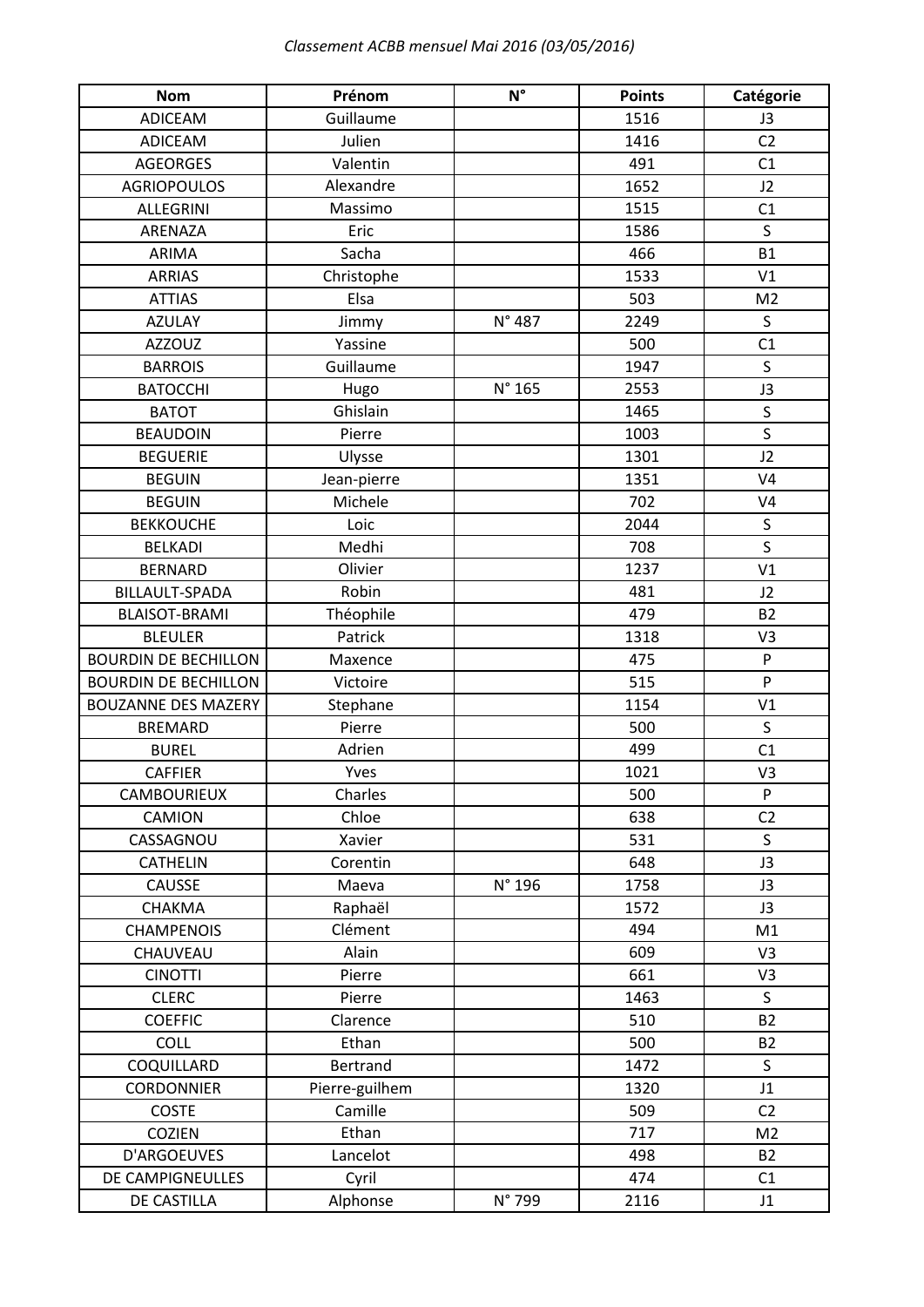*Classement ACBB mensuel Mai 2016 (03/05/2016)*

| Nom | Prénom | N° | Points | Catégorie |
|---|---|---|---|---|
| ADICEAM | Guillaume | | 1516 | J3 |
| ADICEAM | Julien | | 1416 | C2 |
| AGEORGES | Valentin | | 491 | C1 |
| AGRIOPOULOS | Alexandre | | 1652 | J2 |
| ALLEGRINI | Massimo | | 1515 | C1 |
| ARENAZA | Eric | | 1586 | S |
| ARIMA | Sacha | | 466 | B1 |
| ARRIAS | Christophe | | 1533 | V1 |
| ATTIAS | Elsa | | 503 | M2 |
| AZULAY | Jimmy | N° 487 | 2249 | S |
| AZZOUZ | Yassine | | 500 | C1 |
| BARROIS | Guillaume | | 1947 | S |
| BATOCCHI | Hugo | N° 165 | 2553 | J3 |
| BATOT | Ghislain | | 1465 | S |
| BEAUDOIN | Pierre | | 1003 | S |
| BEGUERIE | Ulysse | | 1301 | J2 |
| BEGUIN | Jean-pierre | | 1351 | V4 |
| BEGUIN | Michele | | 702 | V4 |
| BEKKOUCHE | Loic | | 2044 | S |
| BELKADI | Medhi | | 708 | S |
| BERNARD | Olivier | | 1237 | V1 |
| BILLAULT-SPADA | Robin | | 481 | J2 |
| BLAISOT-BRAMI | Théophile | | 479 | B2 |
| BLEULER | Patrick | | 1318 | V3 |
| BOURDIN DE BECHILLON | Maxence | | 475 | P |
| BOURDIN DE BECHILLON | Victoire | | 515 | P |
| BOUZANNE DES MAZERY | Stephane | | 1154 | V1 |
| BREMARD | Pierre | | 500 | S |
| BUREL | Adrien | | 499 | C1 |
| CAFFIER | Yves | | 1021 | V3 |
| CAMBOURIEUX | Charles | | 500 | P |
| CAMION | Chloe | | 638 | C2 |
| CASSAGNOU | Xavier | | 531 | S |
| CATHELIN | Corentin | | 648 | J3 |
| CAUSSE | Maeva | N° 196 | 1758 | J3 |
| CHAKMA | Raphaël | | 1572 | J3 |
| CHAMPENOIS | Clément | | 494 | M1 |
| CHAUVEAU | Alain | | 609 | V3 |
| CINOTTI | Pierre | | 661 | V3 |
| CLERC | Pierre | | 1463 | S |
| COEFFIC | Clarence | | 510 | B2 |
| COLL | Ethan | | 500 | B2 |
| COQUILLARD | Bertrand | | 1472 | S |
| CORDONNIER | Pierre-guilhem | | 1320 | J1 |
| COSTE | Camille | | 509 | C2 |
| COZIEN | Ethan | | 717 | M2 |
| D'ARGOEUVES | Lancelot | | 498 | B2 |
| DE CAMPIGNEULLES | Cyril | | 474 | C1 |
| DE CASTILLA | Alphonse | N° 799 | 2116 | J1 |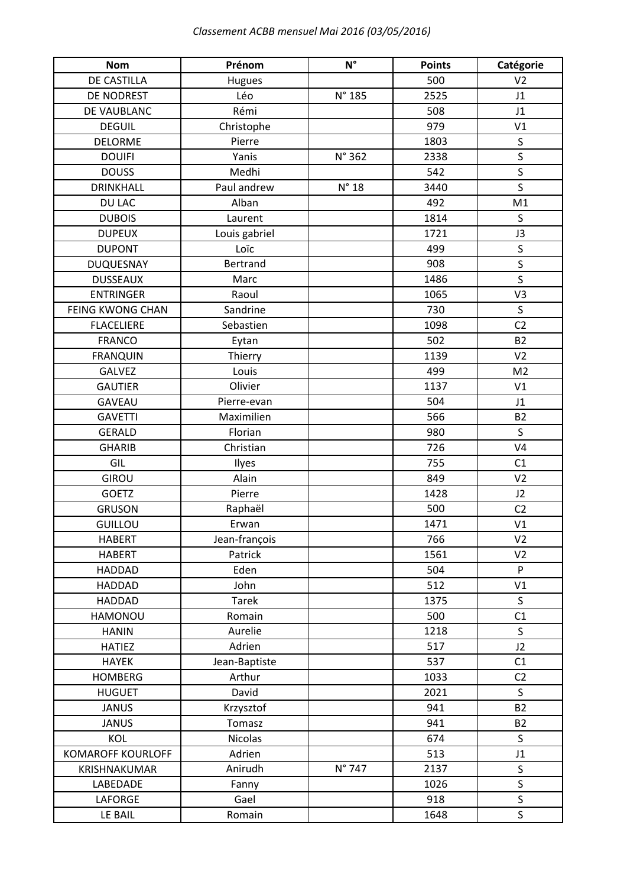*Classement ACBB mensuel Mai 2016 (03/05/2016)*

| Nom | Prénom | N° | Points | Catégorie |
|---|---|---|---|---|
| DE CASTILLA | Hugues | | 500 | V2 |
| DE NODREST | Léo | N° 185 | 2525 | J1 |
| DE VAUBLANC | Rémi | | 508 | J1 |
| DEGUIL | Christophe | | 979 | V1 |
| DELORME | Pierre | | 1803 | S |
| DOUIFI | Yanis | N° 362 | 2338 | S |
| DOUSS | Medhi | | 542 | S |
| DRINKHALL | Paul andrew | N° 18 | 3440 | S |
| DU LAC | Alban | | 492 | M1 |
| DUBOIS | Laurent | | 1814 | S |
| DUPEUX | Louis gabriel | | 1721 | J3 |
| DUPONT | Loïc | | 499 | S |
| DUQUESNAY | Bertrand | | 908 | S |
| DUSSEAUX | Marc | | 1486 | S |
| ENTRINGER | Raoul | | 1065 | V3 |
| FEING KWONG CHAN | Sandrine | | 730 | S |
| FLACELIERE | Sebastien | | 1098 | C2 |
| FRANCO | Eytan | | 502 | B2 |
| FRANQUIN | Thierry | | 1139 | V2 |
| GALVEZ | Louis | | 499 | M2 |
| GAUTIER | Olivier | | 1137 | V1 |
| GAVEAU | Pierre-evan | | 504 | J1 |
| GAVETTI | Maximilien | | 566 | B2 |
| GERALD | Florian | | 980 | S |
| GHARIB | Christian | | 726 | V4 |
| GIL | Ilyes | | 755 | C1 |
| GIROU | Alain | | 849 | V2 |
| GOETZ | Pierre | | 1428 | J2 |
| GRUSON | Raphaël | | 500 | C2 |
| GUILLOU | Erwan | | 1471 | V1 |
| HABERT | Jean-françois | | 766 | V2 |
| HABERT | Patrick | | 1561 | V2 |
| HADDAD | Eden | | 504 | P |
| HADDAD | John | | 512 | V1 |
| HADDAD | Tarek | | 1375 | S |
| HAMONOU | Romain | | 500 | C1 |
| HANIN | Aurelie | | 1218 | S |
| HATIEZ | Adrien | | 517 | J2 |
| HAYEK | Jean-Baptiste | | 537 | C1 |
| HOMBERG | Arthur | | 1033 | C2 |
| HUGUET | David | | 2021 | S |
| JANUS | Krzysztof | | 941 | B2 |
| JANUS | Tomasz | | 941 | B2 |
| KOL | Nicolas | | 674 | S |
| KOMAROFF KOURLOFF | Adrien | | 513 | J1 |
| KRISHNAKUMAR | Anirudh | N° 747 | 2137 | S |
| LABEDADE | Fanny | | 1026 | S |
| LAFORGE | Gael | | 918 | S |
| LE BAIL | Romain | | 1648 | S |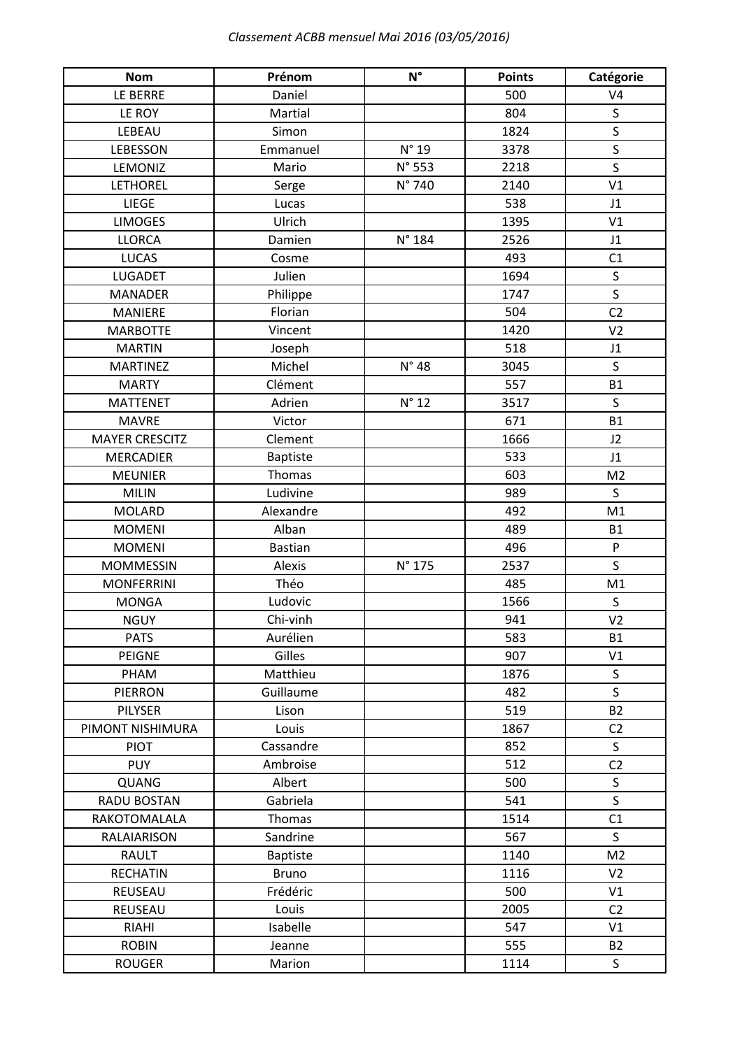*Classement ACBB mensuel Mai 2016 (03/05/2016)*

| Nom | Prénom | N° | Points | Catégorie |
|---|---|---|---|---|
| LE BERRE | Daniel | | 500 | V4 |
| LE ROY | Martial | | 804 | S |
| LEBEAU | Simon | | 1824 | S |
| LEBESSON | Emmanuel | N° 19 | 3378 | S |
| LEMONIZ | Mario | N° 553 | 2218 | S |
| LETHOREL | Serge | N° 740 | 2140 | V1 |
| LIEGE | Lucas | | 538 | J1 |
| LIMOGES | Ulrich | | 1395 | V1 |
| LLORCA | Damien | N° 184 | 2526 | J1 |
| LUCAS | Cosme | | 493 | C1 |
| LUGADET | Julien | | 1694 | S |
| MANADER | Philippe | | 1747 | S |
| MANIERE | Florian | | 504 | C2 |
| MARBOTTE | Vincent | | 1420 | V2 |
| MARTIN | Joseph | | 518 | J1 |
| MARTINEZ | Michel | N° 48 | 3045 | S |
| MARTY | Clément | | 557 | B1 |
| MATTENET | Adrien | N° 12 | 3517 | S |
| MAVRE | Victor | | 671 | B1 |
| MAYER CRESCITZ | Clement | | 1666 | J2 |
| MERCADIER | Baptiste | | 533 | J1 |
| MEUNIER | Thomas | | 603 | M2 |
| MILIN | Ludivine | | 989 | S |
| MOLARD | Alexandre | | 492 | M1 |
| MOMENI | Alban | | 489 | B1 |
| MOMENI | Bastian | | 496 | P |
| MOMMESSIN | Alexis | N° 175 | 2537 | S |
| MONFERRINI | Théo | | 485 | M1 |
| MONGA | Ludovic | | 1566 | S |
| NGUY | Chi-vinh | | 941 | V2 |
| PATS | Aurélien | | 583 | B1 |
| PEIGNE | Gilles | | 907 | V1 |
| PHAM | Matthieu | | 1876 | S |
| PIERRON | Guillaume | | 482 | S |
| PILYSER | Lison | | 519 | B2 |
| PIMONT NISHIMURA | Louis | | 1867 | C2 |
| PIOT | Cassandre | | 852 | S |
| PUY | Ambroise | | 512 | C2 |
| QUANG | Albert | | 500 | S |
| RADU BOSTAN | Gabriela | | 541 | S |
| RAKOTOMALALA | Thomas | | 1514 | C1 |
| RALAIARISON | Sandrine | | 567 | S |
| RAULT | Baptiste | | 1140 | M2 |
| RECHATIN | Bruno | | 1116 | V2 |
| REUSEAU | Frédéric | | 500 | V1 |
| REUSEAU | Louis | | 2005 | C2 |
| RIAHI | Isabelle | | 547 | V1 |
| ROBIN | Jeanne | | 555 | B2 |
| ROUGER | Marion | | 1114 | S |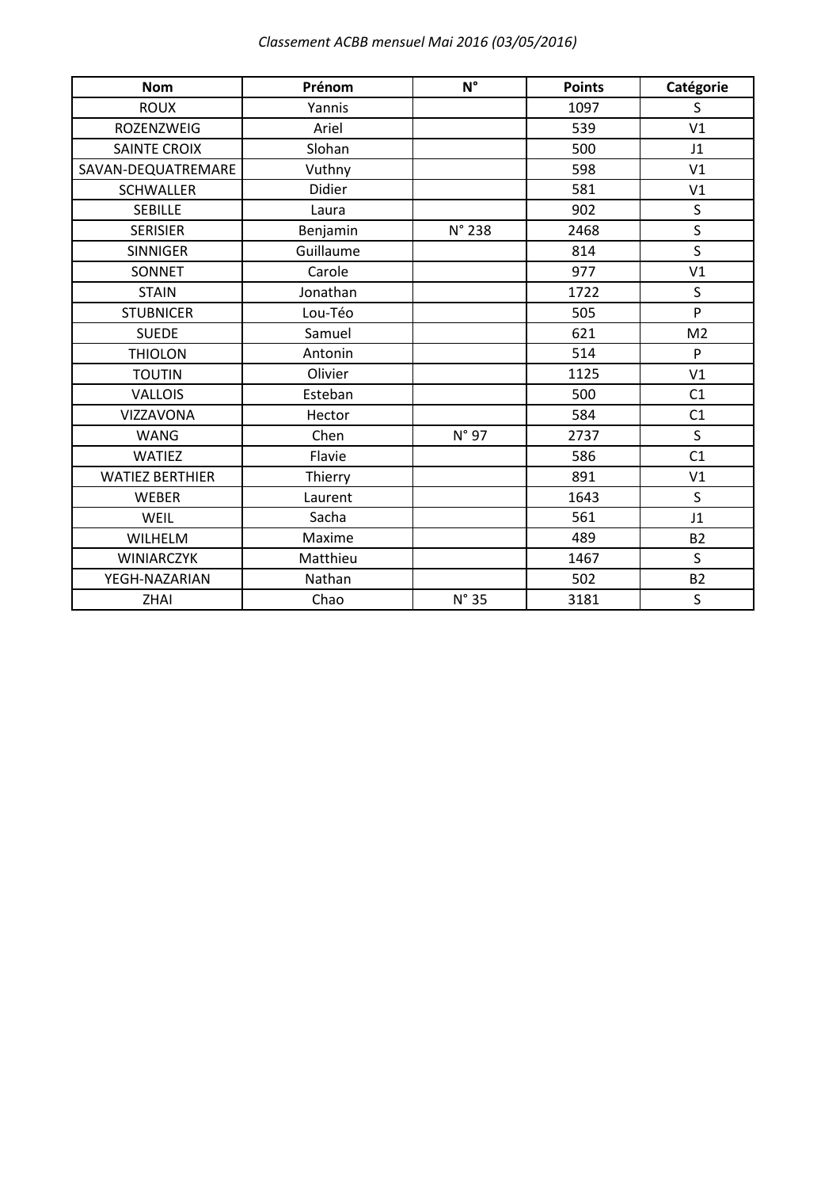*Classement ACBB mensuel Mai 2016 (03/05/2016)*

| Nom | Prénom | N° | Points | Catégorie |
|---|---|---|---|---|
| ROUX | Yannis | | 1097 | S |
| ROZENZWEIG | Ariel | | 539 | V1 |
| SAINTE CROIX | Slohan | | 500 | J1 |
| SAVAN-DEQUATREMARE | Vuthny | | 598 | V1 |
| SCHWALLER | Didier | | 581 | V1 |
| SEBILLE | Laura | | 902 | S |
| SERISIER | Benjamin | N° 238 | 2468 | S |
| SINNIGER | Guillaume | | 814 | S |
| SONNET | Carole | | 977 | V1 |
| STAIN | Jonathan | | 1722 | S |
| STUBNICER | Lou-Téo | | 505 | P |
| SUEDE | Samuel | | 621 | M2 |
| THIOLON | Antonin | | 514 | P |
| TOUTIN | Olivier | | 1125 | V1 |
| VALLOIS | Esteban | | 500 | C1 |
| VIZZAVONA | Hector | | 584 | C1 |
| WANG | Chen | N° 97 | 2737 | S |
| WATIEZ | Flavie | | 586 | C1 |
| WATIEZ BERTHIER | Thierry | | 891 | V1 |
| WEBER | Laurent | | 1643 | S |
| WEIL | Sacha | | 561 | J1 |
| WILHELM | Maxime | | 489 | B2 |
| WINIARCZYK | Matthieu | | 1467 | S |
| YEGH-NAZARIAN | Nathan | | 502 | B2 |
| ZHAI | Chao | N° 35 | 3181 | S |